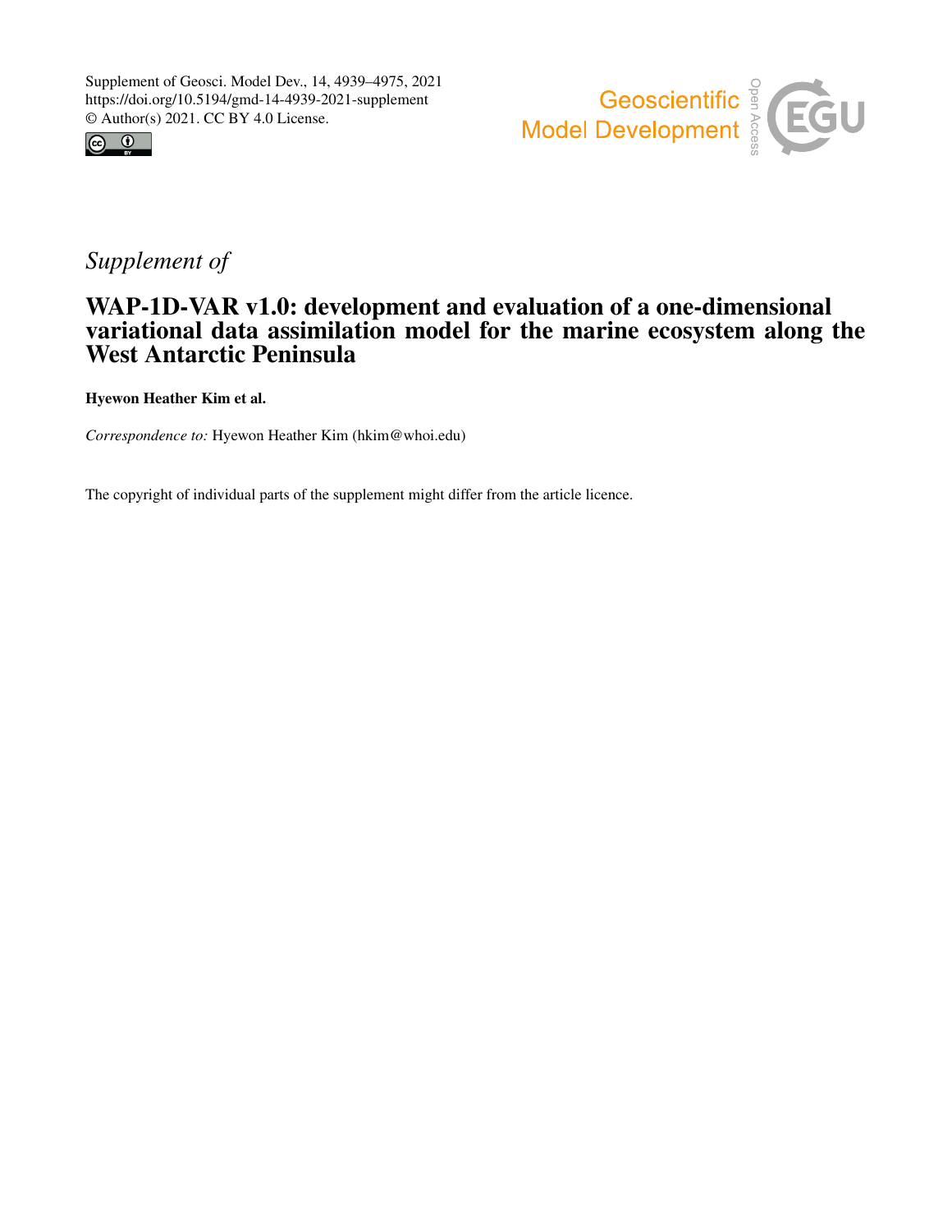Supplement of Geosci. Model Dev., 14, 4939–4975, 2021
https://doi.org/10.5194/gmd-14-4939-2021-supplement
© Author(s) 2021. CC BY 4.0 License.

*Supplement of*

# WAP-1D-VAR v1.0: development and evaluation of a one-dimensional variational data assimilation model for the marine ecosystem along the West Antarctic Peninsula

**Hyewon Heather Kim et al.**

*Correspondence to:* Hyewon Heather Kim (hkim@whoi.edu)

The copyright of individual parts of the supplement might differ from the article licence.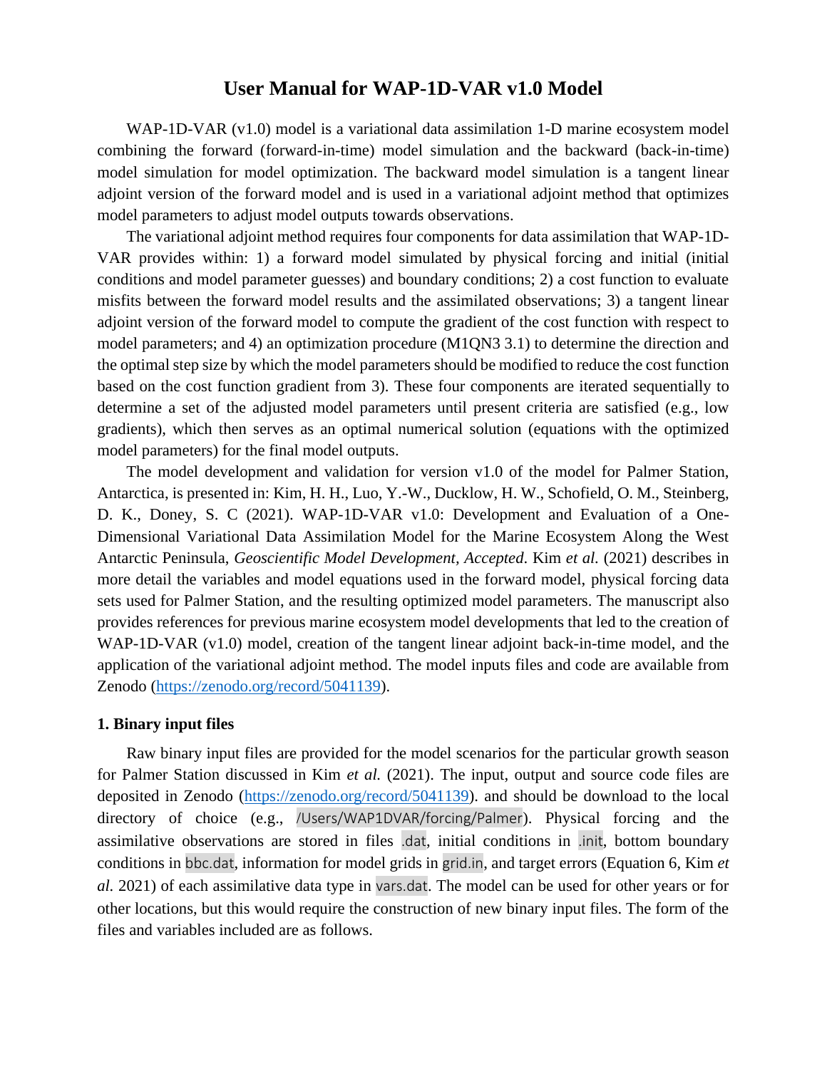# User Manual for WAP-1D-VAR v1.0 Model

WAP-1D-VAR (v1.0) model is a variational data assimilation 1-D marine ecosystem model combining the forward (forward-in-time) model simulation and the backward (back-in-time) model simulation for model optimization. The backward model simulation is a tangent linear adjoint version of the forward model and is used in a variational adjoint method that optimizes model parameters to adjust model outputs towards observations.

The variational adjoint method requires four components for data assimilation that WAP-1D-VAR provides within: 1) a forward model simulated by physical forcing and initial (initial conditions and model parameter guesses) and boundary conditions; 2) a cost function to evaluate misfits between the forward model results and the assimilated observations; 3) a tangent linear adjoint version of the forward model to compute the gradient of the cost function with respect to model parameters; and 4) an optimization procedure (M1QN3 3.1) to determine the direction and the optimal step size by which the model parameters should be modified to reduce the cost function based on the cost function gradient from 3). These four components are iterated sequentially to determine a set of the adjusted model parameters until present criteria are satisfied (e.g., low gradients), which then serves as an optimal numerical solution (equations with the optimized model parameters) for the final model outputs.

The model development and validation for version v1.0 of the model for Palmer Station, Antarctica, is presented in: Kim, H. H., Luo, Y.-W., Ducklow, H. W., Schofield, O. M., Steinberg, D. K., Doney, S. C (2021). WAP-1D-VAR v1.0: Development and Evaluation of a One-Dimensional Variational Data Assimilation Model for the Marine Ecosystem Along the West Antarctic Peninsula, *Geoscientific Model Development*, *Accepted*. Kim *et al.* (2021) describes in more detail the variables and model equations used in the forward model, physical forcing data sets used for Palmer Station, and the resulting optimized model parameters. The manuscript also provides references for previous marine ecosystem model developments that led to the creation of WAP-1D-VAR (v1.0) model, creation of the tangent linear adjoint back-in-time model, and the application of the variational adjoint method. The model inputs files and code are available from Zenodo (https://zenodo.org/record/5041139).

## 1. Binary input files

Raw binary input files are provided for the model scenarios for the particular growth season for Palmer Station discussed in Kim *et al.* (2021). The input, output and source code files are deposited in Zenodo (https://zenodo.org/record/5041139). and should be download to the local directory of choice (e.g., `/Users/WAP1DVAR/forcing/Palmer`). Physical forcing and the assimilative observations are stored in files `.dat`, initial conditions in `.init`, bottom boundary conditions in `bbc.dat`, information for model grids in `grid.in`, and target errors (Equation 6, Kim *et al.* 2021) of each assimilative data type in `vars.dat`. The model can be used for other years or for other locations, but this would require the construction of new binary input files. The form of the files and variables included are as follows.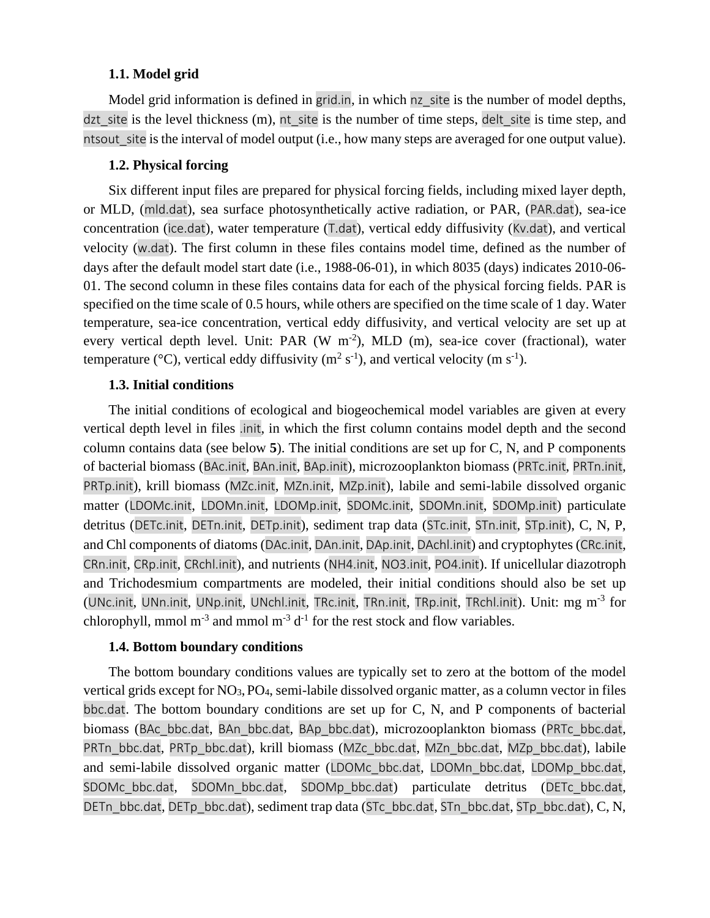### 1.1. Model grid

Model grid information is defined in `grid.in`, in which `nz_site` is the number of model depths, `dzt_site` is the level thickness (m), `nt_site` is the number of time steps, `delt_site` is time step, and `ntsout_site` is the interval of model output (i.e., how many steps are averaged for one output value).

### 1.2. Physical forcing

Six different input files are prepared for physical forcing fields, including mixed layer depth, or MLD, (`mld.dat`), sea surface photosynthetically active radiation, or PAR, (`PAR.dat`), sea-ice concentration (`ice.dat`), water temperature (`T.dat`), vertical eddy diffusivity (`Kv.dat`), and vertical velocity (`w.dat`). The first column in these files contains model time, defined as the number of days after the default model start date (i.e., 1988-06-01), in which 8035 (days) indicates 2010-06-01. The second column in these files contains data for each of the physical forcing fields. PAR is specified on the time scale of 0.5 hours, while others are specified on the time scale of 1 day. Water temperature, sea-ice concentration, vertical eddy diffusivity, and vertical velocity are set up at every vertical depth level. Unit: PAR (W $m^{-2}$), MLD (m), sea-ice cover (fractional), water temperature (°C), vertical eddy diffusivity ($m^2$ $s^{-1}$), and vertical velocity (m $s^{-1}$).

### 1.3. Initial conditions

The initial conditions of ecological and biogeochemical model variables are given at every vertical depth level in files `.init`, in which the first column contains model depth and the second column contains data (see below **5**). The initial conditions are set up for C, N, and P components of bacterial biomass (`BAc.init`, `BAn.init`, `BAp.init`), microzooplankton biomass (`PRTc.init`, `PRTn.init`, `PRTp.init`), krill biomass (`MZc.init`, `MZn.init`, `MZp.init`), labile and semi-labile dissolved organic matter (`LDOMc.init`, `LDOMn.init`, `LDOMp.init`, `SDOMc.init`, `SDOMn.init`, `SDOMp.init`) particulate detritus (`DETc.init`, `DETn.init`, `DETp.init`), sediment trap data (`STc.init`, `STn.init`, `STp.init`), C, N, P, and Chl components of diatoms (`DAc.init`, `DAn.init`, `DAp.init`, `DAchl.init`) and cryptophytes (`CRc.init`, `CRn.init`, `CRp.init`, `CRchl.init`), and nutrients (`NH4.init`, `NO3.init`, `PO4.init`). If unicellular diazotroph and Trichodesmium compartments are modeled, their initial conditions should also be set up (`UNc.init`, `UNn.init`, `UNp.init`, `UNchl.init`, `TRc.init`, `TRn.init`, `TRp.init`, `TRchl.init`). Unit: mg $m^{-3}$ for chlorophyll, mmol $m^{-3}$ and mmol $m^{-3}$ $d^{-1}$ for the rest stock and flow variables.

### 1.4. Bottom boundary conditions

The bottom boundary conditions values are typically set to zero at the bottom of the model vertical grids except for $NO_3$, $PO_4$, semi-labile dissolved organic matter, as a column vector in files `bbc.dat`. The bottom boundary conditions are set up for C, N, and P components of bacterial biomass (`BAc_bbc.dat`, `BAn_bbc.dat`, `BAp_bbc.dat`), microzooplankton biomass (`PRTc_bbc.dat`, `PRTn_bbc.dat`, `PRTp_bbc.dat`), krill biomass (`MZc_bbc.dat`, `MZn_bbc.dat`, `MZp_bbc.dat`), labile and semi-labile dissolved organic matter (`LDOMc_bbc.dat`, `LDOMn_bbc.dat`, `LDOMp_bbc.dat`, `SDOMc_bbc.dat`, `SDOMn_bbc.dat`, `SDOMp_bbc.dat`) particulate detritus (`DETc_bbc.dat`, `DETn_bbc.dat`, `DETp_bbc.dat`), sediment trap data (`STc_bbc.dat`, `STn_bbc.dat`, `STp_bbc.dat`), C, N,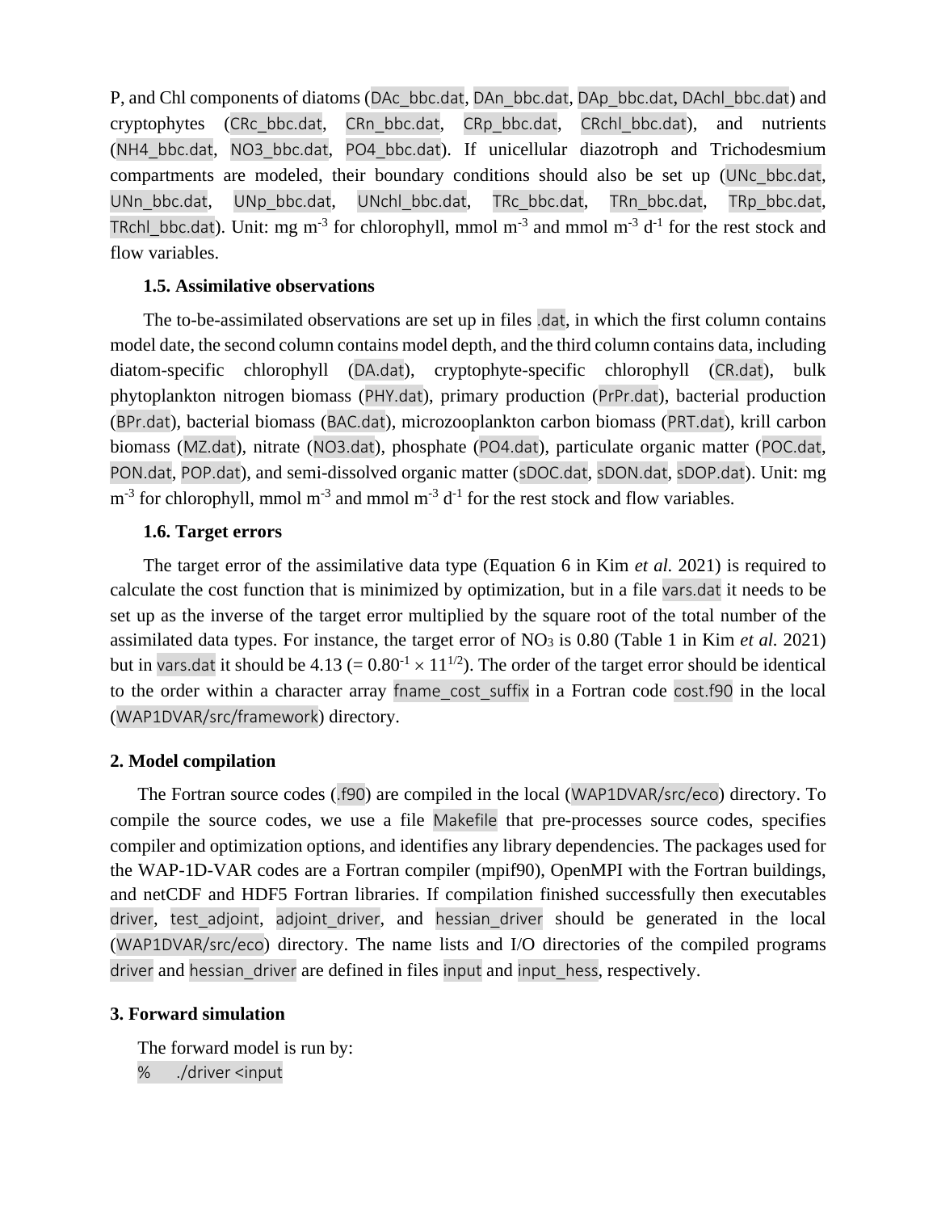P, and Chl components of diatoms (`DAc_bbc.dat`, `DAn_bbc.dat`, `DAp_bbc.dat`, `DAchl_bbc.dat`) and cryptophytes (`CRc_bbc.dat`, `CRn_bbc.dat`, `CRp_bbc.dat`, `CRchl_bbc.dat`), and nutrients (`NH4_bbc.dat`, `NO3_bbc.dat`, `PO4_bbc.dat`). If unicellular diazotroph and Trichodesmium compartments are modeled, their boundary conditions should also be set up (`UNc_bbc.dat`, `UNn_bbc.dat`, `UNp_bbc.dat`, `UNchl_bbc.dat`, `TRc_bbc.dat`, `TRn_bbc.dat`, `TRp_bbc.dat`, `TRchl_bbc.dat`). Unit: mg $m^{-3}$ for chlorophyll, mmol $m^{-3}$ and mmol $m^{-3}$ $d^{-1}$ for the rest stock and flow variables.

### 1.5. Assimilative observations

The to-be-assimilated observations are set up in files `.dat`, in which the first column contains model date, the second column contains model depth, and the third column contains data, including diatom-specific chlorophyll (`DA.dat`), cryptophyte-specific chlorophyll (`CR.dat`), bulk phytoplankton nitrogen biomass (`PHY.dat`), primary production (`PrPr.dat`), bacterial production (`BPr.dat`), bacterial biomass (`BAC.dat`), microzooplankton carbon biomass (`PRT.dat`), krill carbon biomass (`MZ.dat`), nitrate (`NO3.dat`), phosphate (`PO4.dat`), particulate organic matter (`POC.dat`, `PON.dat`, `POP.dat`), and semi-dissolved organic matter (`sDOC.dat`, `sDON.dat`, `sDOP.dat`). Unit: mg $m^{-3}$ for chlorophyll, mmol $m^{-3}$ and mmol $m^{-3}$ $d^{-1}$ for the rest stock and flow variables.

### 1.6. Target errors

The target error of the assimilative data type (Equation 6 in Kim *et al.* 2021) is required to calculate the cost function that is minimized by optimization, but in a file `vars.dat` it needs to be set up as the inverse of the target error multiplied by the square root of the total number of the assimilated data types. For instance, the target error of $NO_3$ is 0.80 (Table 1 in Kim *et al.* 2021) but in `vars.dat` it should be 4.13 (= $0.80^{-1} \times 11^{1/2}$). The order of the target error should be identical to the order within a character array `fname_cost_suffix` in a Fortran code `cost.f90` in the local (`WAP1DVAR/src/framework`) directory.

## 2. Model compilation

The Fortran source codes (`.f90`) are compiled in the local (`WAP1DVAR/src/eco`) directory. To compile the source codes, we use a file `Makefile` that pre-processes source codes, specifies compiler and optimization options, and identifies any library dependencies. The packages used for the WAP-1D-VAR codes are a Fortran compiler (mpif90), OpenMPI with the Fortran buildings, and netCDF and HDF5 Fortran libraries. If compilation finished successfully then executables `driver`, `test_adjoint`, `adjoint_driver`, and `hessian_driver` should be generated in the local (`WAP1DVAR/src/eco`) directory. The name lists and I/O directories of the compiled programs `driver` and `hessian_driver` are defined in files `input` and `input_hess`, respectively.

## 3. Forward simulation

The forward model is run by:

```
%     ./driver <input
```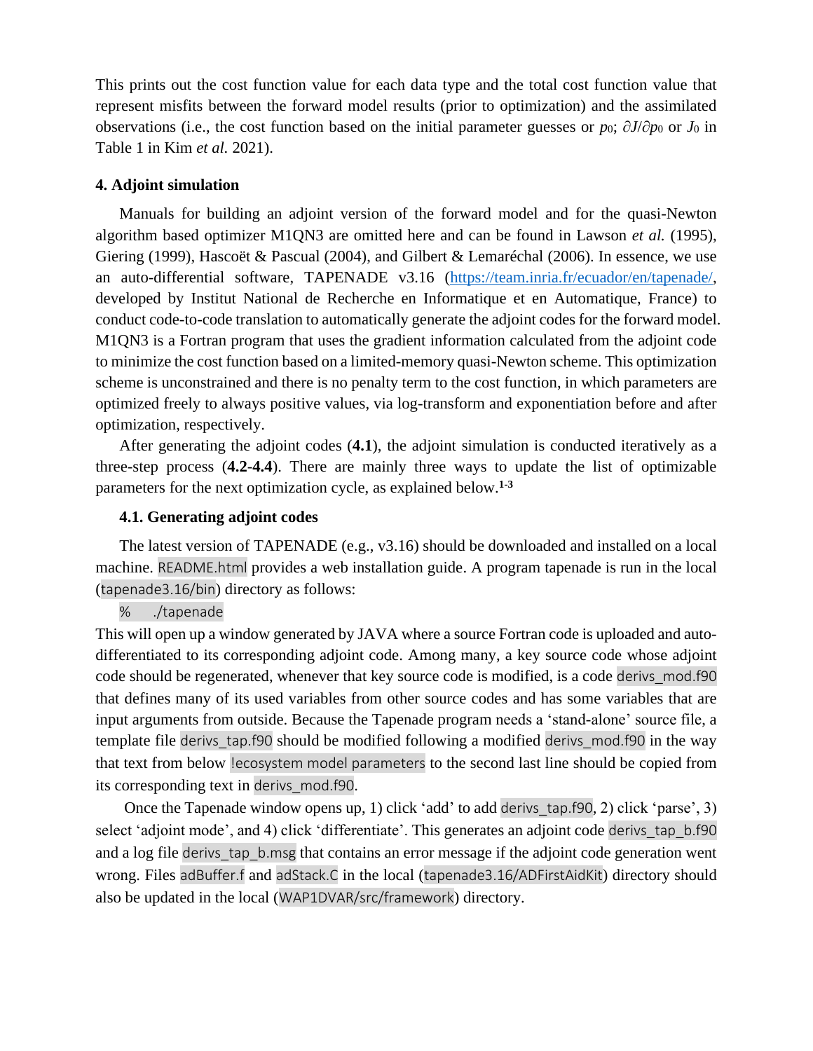This prints out the cost function value for each data type and the total cost function value that represent misfits between the forward model results (prior to optimization) and the assimilated observations (i.e., the cost function based on the initial parameter guesses or $p_0$; $\partial J/\partial p_0$ or $J_0$ in Table 1 in Kim *et al.* 2021).

## 4. Adjoint simulation

Manuals for building an adjoint version of the forward model and for the quasi-Newton algorithm based optimizer M1QN3 are omitted here and can be found in Lawson *et al.* (1995), Giering (1999), Hascoët & Pascual (2004), and Gilbert & Lemaréchal (2006). In essence, we use an auto-differential software, TAPENADE v3.16 (https://team.inria.fr/ecuador/en/tapenade/, developed by Institut National de Recherche en Informatique et en Automatique, France) to conduct code-to-code translation to automatically generate the adjoint codes for the forward model. M1QN3 is a Fortran program that uses the gradient information calculated from the adjoint code to minimize the cost function based on a limited-memory quasi-Newton scheme. This optimization scheme is unconstrained and there is no penalty term to the cost function, in which parameters are optimized freely to always positive values, via log-transform and exponentiation before and after optimization, respectively.

After generating the adjoint codes (**4.1**), the adjoint simulation is conducted iteratively as a three-step process (**4.2**-**4.4**). There are mainly three ways to update the list of optimizable parameters for the next optimization cycle, as explained below.[1-3]

### 4.1. Generating adjoint codes

The latest version of TAPENADE (e.g., v3.16) should be downloaded and installed on a local machine. `README.html` provides a web installation guide. A program tapenade is run in the local (`tapenade3.16/bin`) directory as follows:

```
%     ./tapenade
```

This will open up a window generated by JAVA where a source Fortran code is uploaded and auto-differentiated to its corresponding adjoint code. Among many, a key source code whose adjoint code should be regenerated, whenever that key source code is modified, is a code `derivs_mod.f90` that defines many of its used variables from other source codes and has some variables that are input arguments from outside. Because the Tapenade program needs a 'stand-alone' source file, a template file `derivs_tap.f90` should be modified following a modified `derivs_mod.f90` in the way that text from below `!ecosystem model parameters` to the second last line should be copied from its corresponding text in `derivs_mod.f90`.

Once the Tapenade window opens up, 1) click 'add' to add `derivs_tap.f90`, 2) click 'parse', 3) select 'adjoint mode', and 4) click 'differentiate'. This generates an adjoint code `derivs_tap_b.f90` and a log file `derivs_tap_b.msg` that contains an error message if the adjoint code generation went wrong. Files `adBuffer.f` and `adStack.C` in the local (`tapenade3.16/ADFirstAidKit`) directory should also be updated in the local (`WAP1DVAR/src/framework`) directory.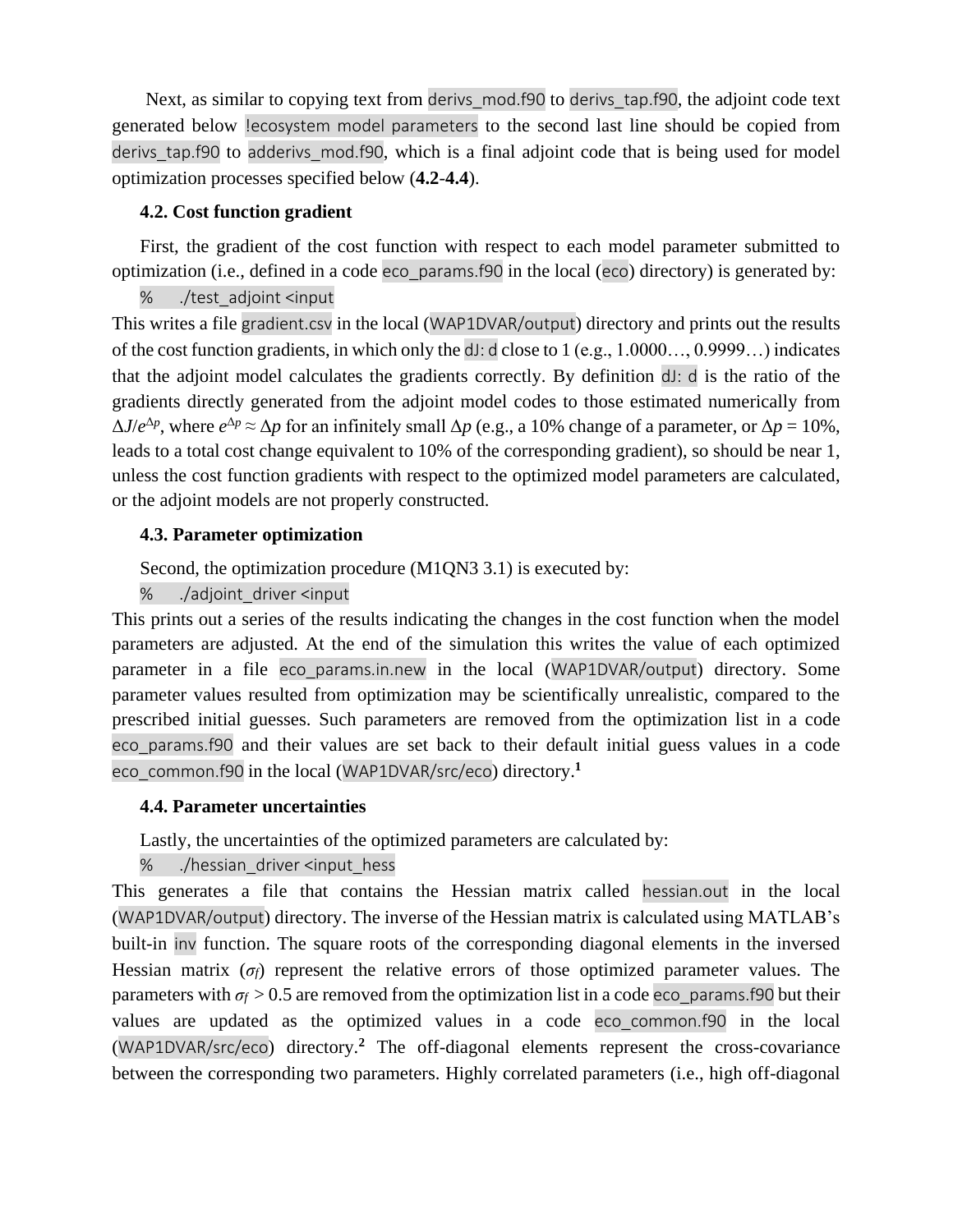Next, as similar to copying text from derivs_mod.f90 to derivs_tap.f90, the adjoint code text generated below !ecosystem model parameters to the second last line should be copied from derivs_tap.f90 to adderivs_mod.f90, which is a final adjoint code that is being used for model optimization processes specified below (**4.2**-**4.4**).

### 4.2. Cost function gradient

First, the gradient of the cost function with respect to each model parameter submitted to optimization (i.e., defined in a code eco_params.f90 in the local (eco) directory) is generated by:

```
%    ./test_adjoint <input
```

This writes a file gradient.csv in the local (WAP1DVAR/output) directory and prints out the results of the cost function gradients, in which only the dJ: d close to 1 (e.g., 1.0000…, 0.9999…) indicates that the adjoint model calculates the gradients correctly. By definition dJ: d is the ratio of the gradients directly generated from the adjoint model codes to those estimated numerically from $\Delta J/e^{\Delta p}$, where $e^{\Delta p} \approx \Delta p$ for an infinitely small $\Delta p$ (e.g., a 10% change of a parameter, or $\Delta p$ = 10%, leads to a total cost change equivalent to 10% of the corresponding gradient), so should be near 1, unless the cost function gradients with respect to the optimized model parameters are calculated, or the adjoint models are not properly constructed.

### 4.3. Parameter optimization

Second, the optimization procedure (M1QN3 3.1) is executed by:

```
%    ./adjoint_driver <input
```

This prints out a series of the results indicating the changes in the cost function when the model parameters are adjusted. At the end of the simulation this writes the value of each optimized parameter in a file eco_params.in.new in the local (WAP1DVAR/output) directory. Some parameter values resulted from optimization may be scientifically unrealistic, compared to the prescribed initial guesses. Such parameters are removed from the optimization list in a code eco_params.f90 and their values are set back to their default initial guess values in a code eco_common.f90 in the local (WAP1DVAR/src/eco) directory.[1]

### 4.4. Parameter uncertainties

Lastly, the uncertainties of the optimized parameters are calculated by:

```
%    ./hessian_driver <input_hess
```

This generates a file that contains the Hessian matrix called hessian.out in the local (WAP1DVAR/output) directory. The inverse of the Hessian matrix is calculated using MATLAB's built-in inv function. The square roots of the corresponding diagonal elements in the inversed Hessian matrix ($\sigma_f$) represent the relative errors of those optimized parameter values. The parameters with $\sigma_f > 0.5$ are removed from the optimization list in a code eco_params.f90 but their values are updated as the optimized values in a code eco_common.f90 in the local (WAP1DVAR/src/eco) directory.[2] The off-diagonal elements represent the cross-covariance between the corresponding two parameters. Highly correlated parameters (i.e., high off-diagonal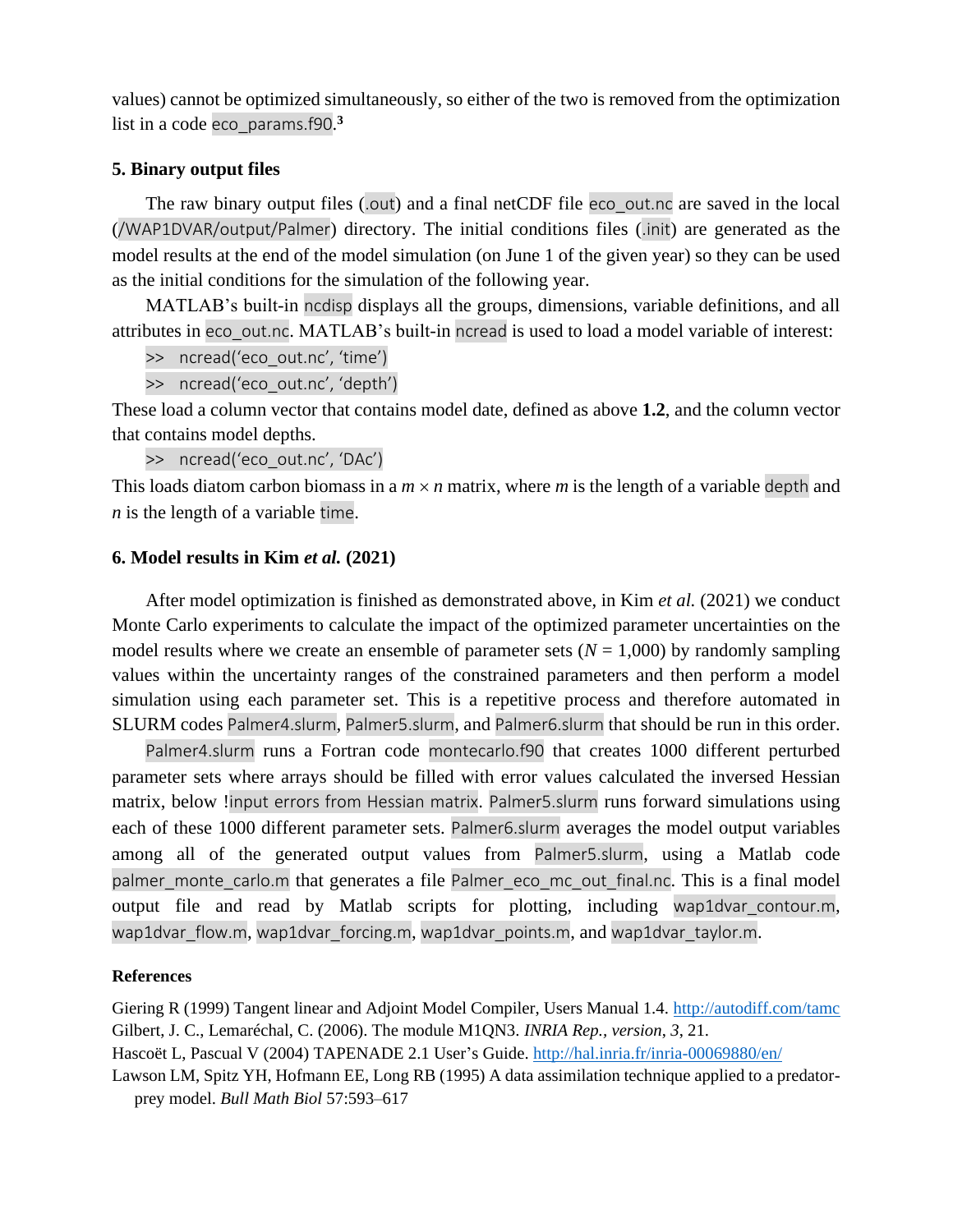values) cannot be optimized simultaneously, so either of the two is removed from the optimization list in a code `eco_params.f90`.[3]

### 5. Binary output files

The raw binary output files (`.out`) and a final netCDF file `eco_out.nc` are saved in the local (`/WAP1DVAR/output/Palmer`) directory. The initial conditions files (`.init`) are generated as the model results at the end of the model simulation (on June 1 of the given year) so they can be used as the initial conditions for the simulation of the following year.

MATLAB's built-in `ncdisp` displays all the groups, dimensions, variable definitions, and all attributes in `eco_out.nc`. MATLAB's built-in `ncread` is used to load a model variable of interest:

```
>>   ncread('eco_out.nc', 'time')
>>   ncread('eco_out.nc', 'depth')
```

These load a column vector that contains model date, defined as above **1.2**, and the column vector that contains model depths.

```
>>   ncread('eco_out.nc', 'DAc')
```

This loads diatom carbon biomass in a $m \times n$ matrix, where $m$ is the length of a variable `depth` and $n$ is the length of a variable `time`.

### 6. Model results in Kim *et al.* (2021)

After model optimization is finished as demonstrated above, in Kim *et al.* (2021) we conduct Monte Carlo experiments to calculate the impact of the optimized parameter uncertainties on the model results where we create an ensemble of parameter sets ($N$ = 1,000) by randomly sampling values within the uncertainty ranges of the constrained parameters and then perform a model simulation using each parameter set. This is a repetitive process and therefore automated in SLURM codes `Palmer4.slurm`, `Palmer5.slurm`, and `Palmer6.slurm` that should be run in this order.

`Palmer4.slurm` runs a Fortran code `montecarlo.f90` that creates 1000 different perturbed parameter sets where arrays should be filled with error values calculated the inversed Hessian matrix, below !`input errors from Hessian matrix`. `Palmer5.slurm` runs forward simulations using each of these 1000 different parameter sets. `Palmer6.slurm` averages the model output variables among all of the generated output values from `Palmer5.slurm`, using a Matlab code `palmer_monte_carlo.m` that generates a file `Palmer_eco_mc_out_final.nc`. This is a final model output file and read by Matlab scripts for plotting, including `wap1dvar_contour.m`, `wap1dvar_flow.m`, `wap1dvar_forcing.m`, `wap1dvar_points.m`, and `wap1dvar_taylor.m`.

### References

Giering R (1999) Tangent linear and Adjoint Model Compiler, Users Manual 1.4. http://autodiff.com/tamc

Gilbert, J. C., Lemaréchal, C. (2006). The module M1QN3. *INRIA Rep.*, *version*, *3*, 21.

Hascoët L, Pascual V (2004) TAPENADE 2.1 User's Guide. http://hal.inria.fr/inria-00069880/en/

Lawson LM, Spitz YH, Hofmann EE, Long RB (1995) A data assimilation technique applied to a predator-prey model. *Bull Math Biol* 57:593–617